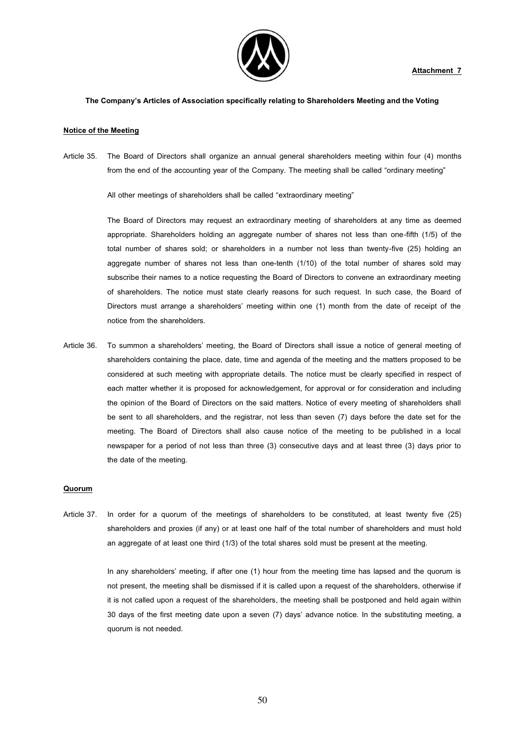**Attachment 7**

**The Company's Articles of Association specifically relating to Shareholders Meeting and the Voting**

**Notice of the Meeting**

Article 35. The Board of Directors shall organize an annual general shareholders meeting within four (4) months from the end of the accounting year of the Company. The meeting shall be called "ordinary meeting"

All other meetings of shareholders shall be called "extraordinary meeting"

The Board of Directors may request an extraordinary meeting of shareholders at any time as deemed appropriate. Shareholders holding an aggregate number of shares not less than one-fifth (1/5) of the total number of shares sold; or shareholders in a number not less than twenty-five (25) holding an aggregate number of shares not less than one-tenth (1/10) of the total number of shares sold may subscribe their names to a notice requesting the Board of Directors to convene an extraordinary meeting of shareholders. The notice must state clearly reasons for such request. In such case, the Board of Directors must arrange a shareholders' meeting within one (1) month from the date of receipt of the notice from the shareholders.

Article 36. To summon a shareholders' meeting, the Board of Directors shall issue a notice of general meeting of shareholders containing the place, date, time and agenda of the meeting and the matters proposed to be considered at such meeting with appropriate details. The notice must be clearly specified in respect of each matter whether it is proposed for acknowledgement, for approval or for consideration and including the opinion of the Board of Directors on the said matters. Notice of every meeting of shareholders shall be sent to all shareholders, and the registrar, not less than seven (7) days before the date set for the meeting. The Board of Directors shall also cause notice of the meeting to be published in a local newspaper for a period of not less than three (3) consecutive days and at least three (3) days prior to the date of the meeting.

**Quorum**

Article 37. In order for a quorum of the meetings of shareholders to be constituted, at least twenty five (25) shareholders and proxies (if any) or at least one half of the total number of shareholders and must hold an aggregate of at least one third (1/3) of the total shares sold must be present at the meeting.

In any shareholders' meeting, if after one (1) hour from the meeting time has lapsed and the quorum is not present, the meeting shall be dismissed if it is called upon a request of the shareholders, otherwise if it is not called upon a request of the shareholders, the meeting shall be postponed and held again within 30 days of the first meeting date upon a seven (7) days' advance notice. In the substituting meeting, a quorum is not needed.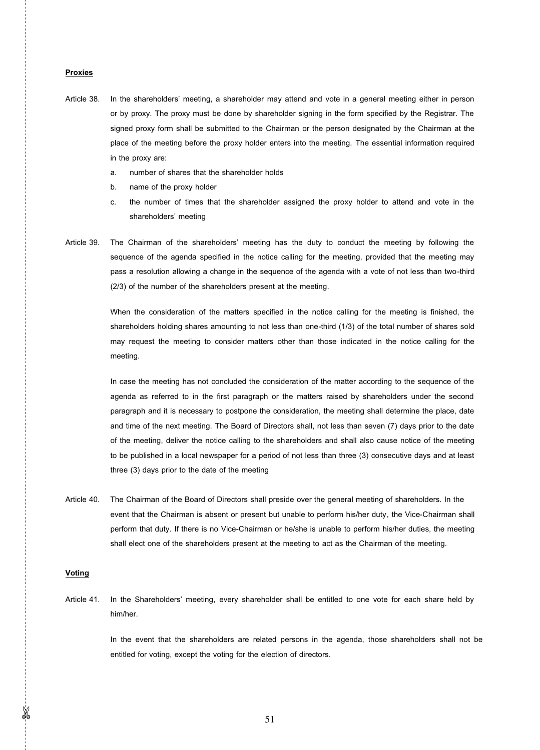**Proxies**

Article 38. In the shareholders' meeting, a shareholder may attend and vote in a general meeting either in person or by proxy. The proxy must be done by shareholder signing in the form specified by the Registrar. The signed proxy form shall be submitted to the Chairman or the person designated by the Chairman at the place of the meeting before the proxy holder enters into the meeting. The essential information required in the proxy are:

a. number of shares that the shareholder holds
b. name of the proxy holder
c. the number of times that the shareholder assigned the proxy holder to attend and vote in the shareholders' meeting

Article 39. The Chairman of the shareholders' meeting has the duty to conduct the meeting by following the sequence of the agenda specified in the notice calling for the meeting, provided that the meeting may pass a resolution allowing a change in the sequence of the agenda with a vote of not less than two-third (2/3) of the number of the shareholders present at the meeting.

When the consideration of the matters specified in the notice calling for the meeting is finished, the shareholders holding shares amounting to not less than one-third (1/3) of the total number of shares sold may request the meeting to consider matters other than those indicated in the notice calling for the meeting.

In case the meeting has not concluded the consideration of the matter according to the sequence of the agenda as referred to in the first paragraph or the matters raised by shareholders under the second paragraph and it is necessary to postpone the consideration, the meeting shall determine the place, date and time of the next meeting. The Board of Directors shall, not less than seven (7) days prior to the date of the meeting, deliver the notice calling to the shareholders and shall also cause notice of the meeting to be published in a local newspaper for a period of not less than three (3) consecutive days and at least three (3) days prior to the date of the meeting

Article 40. The Chairman of the Board of Directors shall preside over the general meeting of shareholders. In the event that the Chairman is absent or present but unable to perform his/her duty, the Vice-Chairman shall perform that duty. If there is no Vice-Chairman or he/she is unable to perform his/her duties, the meeting shall elect one of the shareholders present at the meeting to act as the Chairman of the meeting.

**Voting**

Article 41. In the Shareholders' meeting, every shareholder shall be entitled to one vote for each share held by him/her.

In the event that the shareholders are related persons in the agenda, those shareholders shall not be entitled for voting, except the voting for the election of directors.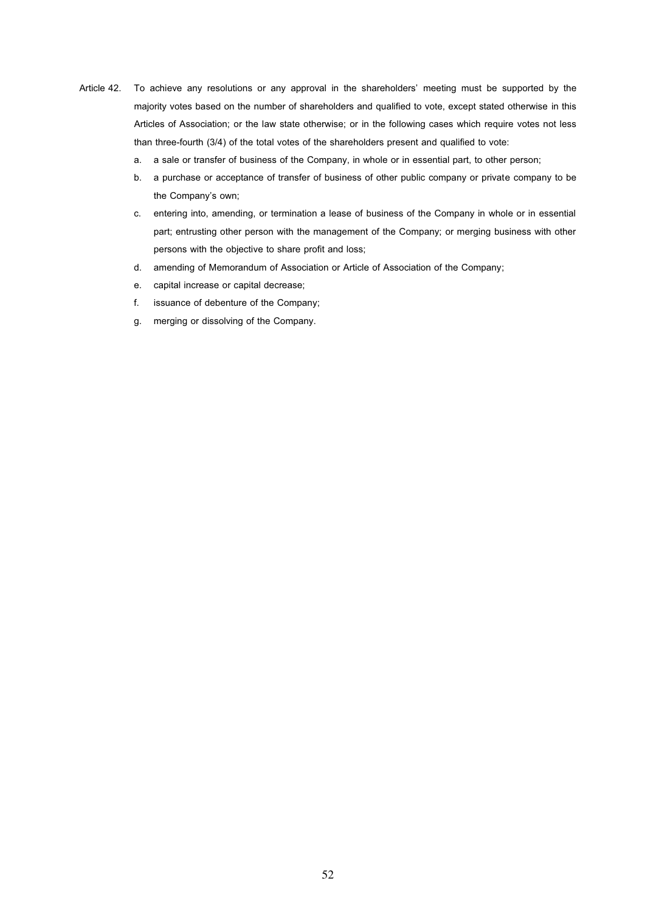Article 42. To achieve any resolutions or any approval in the shareholders' meeting must be supported by the majority votes based on the number of shareholders and qualified to vote, except stated otherwise in this Articles of Association; or the law state otherwise; or in the following cases which require votes not less than three-fourth (3/4) of the total votes of the shareholders present and qualified to vote:

a. a sale or transfer of business of the Company, in whole or in essential part, to other person;

b. a purchase or acceptance of transfer of business of other public company or private company to be the Company's own;

c. entering into, amending, or termination a lease of business of the Company in whole or in essential part; entrusting other person with the management of the Company; or merging business with other persons with the objective to share profit and loss;

d. amending of Memorandum of Association or Article of Association of the Company;

e. capital increase or capital decrease;

f. issuance of debenture of the Company;

g. merging or dissolving of the Company.